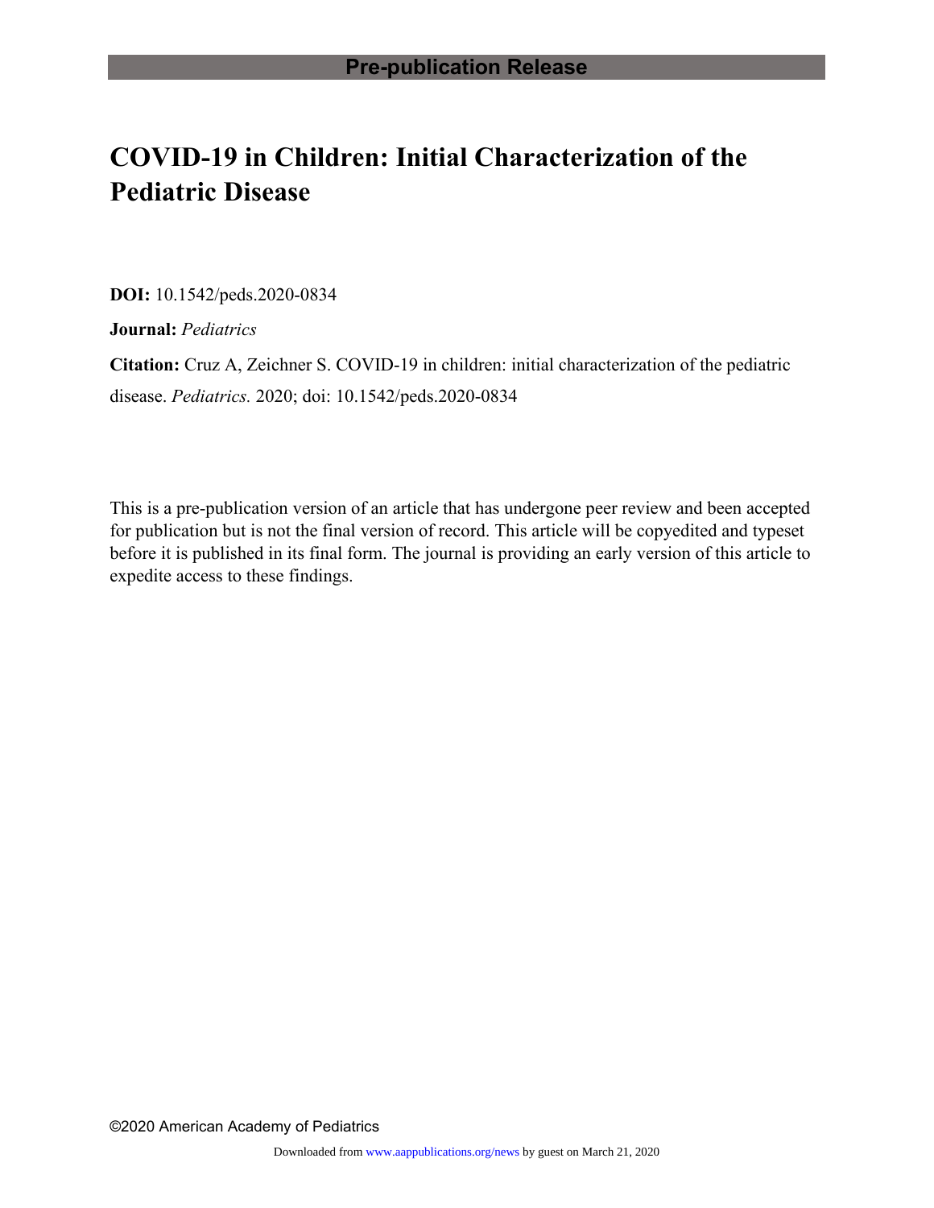**Pre-publication Release**

# COVID-19 in Children: Initial Characterization of the Pediatric Disease

**DOI:** 10.1542/peds.2020-0834

**Journal:** *Pediatrics*

**Citation:** Cruz A, Zeichner S. COVID-19 in children: initial characterization of the pediatric disease. *Pediatrics.* 2020; doi: 10.1542/peds.2020-0834

This is a pre-publication version of an article that has undergone peer review and been accepted for publication but is not the final version of record. This article will be copyedited and typeset before it is published in its final form. The journal is providing an early version of this article to expedite access to these findings.

©2020 American Academy of Pediatrics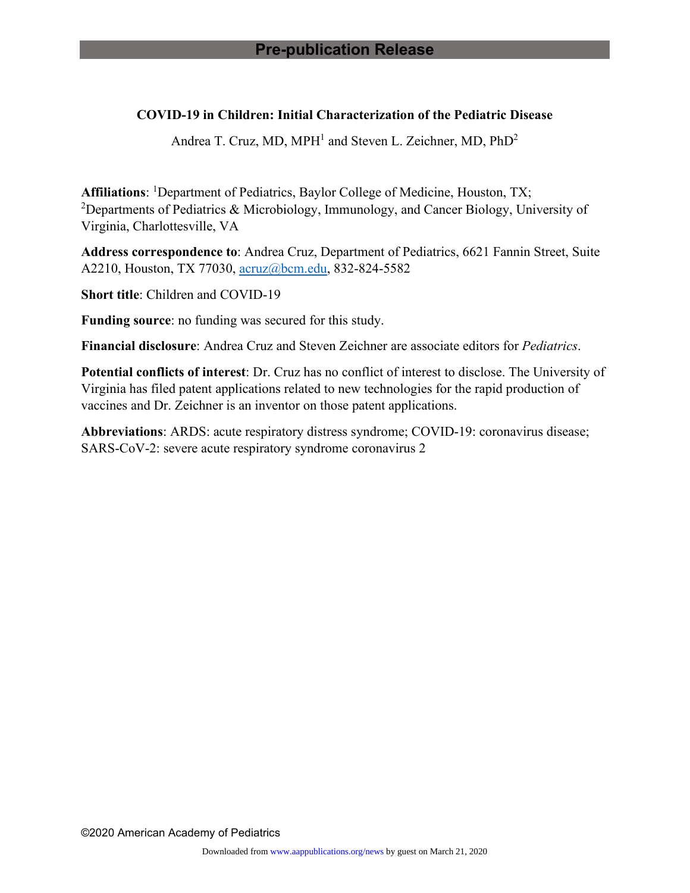**COVID-19 in Children: Initial Characterization of the Pediatric Disease**

Andrea T. Cruz, MD, MPH[1] and Steven L. Zeichner, MD, PhD[2]

**Affiliations**: [1]Department of Pediatrics, Baylor College of Medicine, Houston, TX; [2]Departments of Pediatrics & Microbiology, Immunology, and Cancer Biology, University of Virginia, Charlottesville, VA

**Address correspondence to**: Andrea Cruz, Department of Pediatrics, 6621 Fannin Street, Suite A2210, Houston, TX 77030, acruz@bcm.edu, 832-824-5582

**Short title**: Children and COVID-19

**Funding source**: no funding was secured for this study.

**Financial disclosure**: Andrea Cruz and Steven Zeichner are associate editors for *Pediatrics*.

**Potential conflicts of interest**: Dr. Cruz has no conflict of interest to disclose. The University of Virginia has filed patent applications related to new technologies for the rapid production of vaccines and Dr. Zeichner is an inventor on those patent applications.

**Abbreviations**: ARDS: acute respiratory distress syndrome; COVID-19: coronavirus disease; SARS-CoV-2: severe acute respiratory syndrome coronavirus 2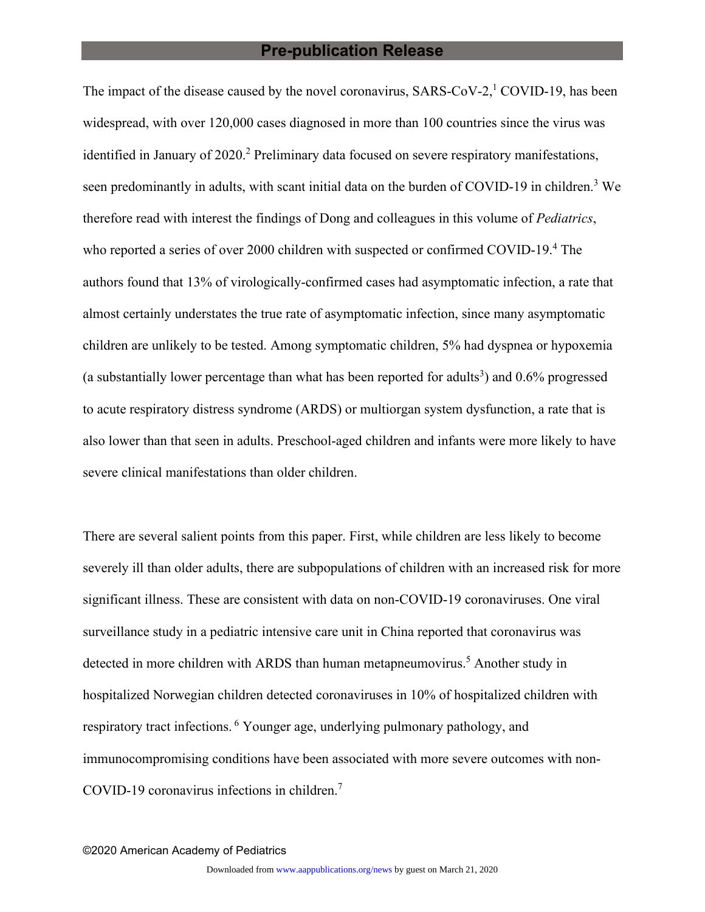The impact of the disease caused by the novel coronavirus, SARS-CoV-2,[1] COVID-19, has been widespread, with over 120,000 cases diagnosed in more than 100 countries since the virus was identified in January of 2020.[2] Preliminary data focused on severe respiratory manifestations, seen predominantly in adults, with scant initial data on the burden of COVID-19 in children.[3] We therefore read with interest the findings of Dong and colleagues in this volume of *Pediatrics*, who reported a series of over 2000 children with suspected or confirmed COVID-19.[4] The authors found that 13% of virologically-confirmed cases had asymptomatic infection, a rate that almost certainly understates the true rate of asymptomatic infection, since many asymptomatic children are unlikely to be tested. Among symptomatic children, 5% had dyspnea or hypoxemia (a substantially lower percentage than what has been reported for adults[3]) and 0.6% progressed to acute respiratory distress syndrome (ARDS) or multiorgan system dysfunction, a rate that is also lower than that seen in adults. Preschool-aged children and infants were more likely to have severe clinical manifestations than older children.

There are several salient points from this paper. First, while children are less likely to become severely ill than older adults, there are subpopulations of children with an increased risk for more significant illness. These are consistent with data on non-COVID-19 coronaviruses. One viral surveillance study in a pediatric intensive care unit in China reported that coronavirus was detected in more children with ARDS than human metapneumovirus.[5] Another study in hospitalized Norwegian children detected coronaviruses in 10% of hospitalized children with respiratory tract infections.[6] Younger age, underlying pulmonary pathology, and immunocompromising conditions have been associated with more severe outcomes with non-COVID-19 coronavirus infections in children.[7]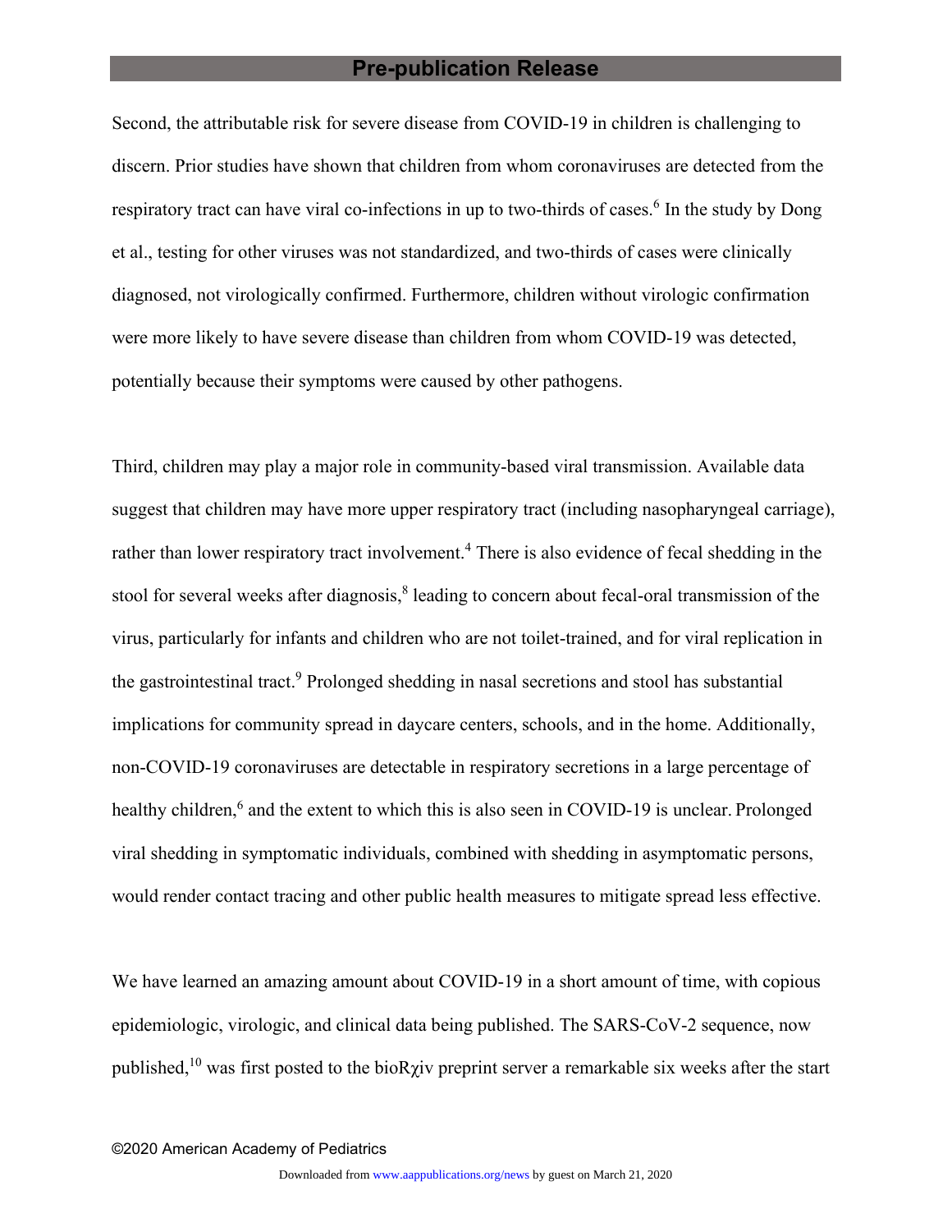Second, the attributable risk for severe disease from COVID-19 in children is challenging to discern. Prior studies have shown that children from whom coronaviruses are detected from the respiratory tract can have viral co-infections in up to two-thirds of cases.[6] In the study by Dong et al., testing for other viruses was not standardized, and two-thirds of cases were clinically diagnosed, not virologically confirmed. Furthermore, children without virologic confirmation were more likely to have severe disease than children from whom COVID-19 was detected, potentially because their symptoms were caused by other pathogens.

Third, children may play a major role in community-based viral transmission. Available data suggest that children may have more upper respiratory tract (including nasopharyngeal carriage), rather than lower respiratory tract involvement.[4] There is also evidence of fecal shedding in the stool for several weeks after diagnosis,[8] leading to concern about fecal-oral transmission of the virus, particularly for infants and children who are not toilet-trained, and for viral replication in the gastrointestinal tract.[9] Prolonged shedding in nasal secretions and stool has substantial implications for community spread in daycare centers, schools, and in the home. Additionally, non-COVID-19 coronaviruses are detectable in respiratory secretions in a large percentage of healthy children,[6] and the extent to which this is also seen in COVID-19 is unclear. Prolonged viral shedding in symptomatic individuals, combined with shedding in asymptomatic persons, would render contact tracing and other public health measures to mitigate spread less effective.

We have learned an amazing amount about COVID-19 in a short amount of time, with copious epidemiologic, virologic, and clinical data being published. The SARS-CoV-2 sequence, now published,[10] was first posted to the bioRχiv preprint server a remarkable six weeks after the start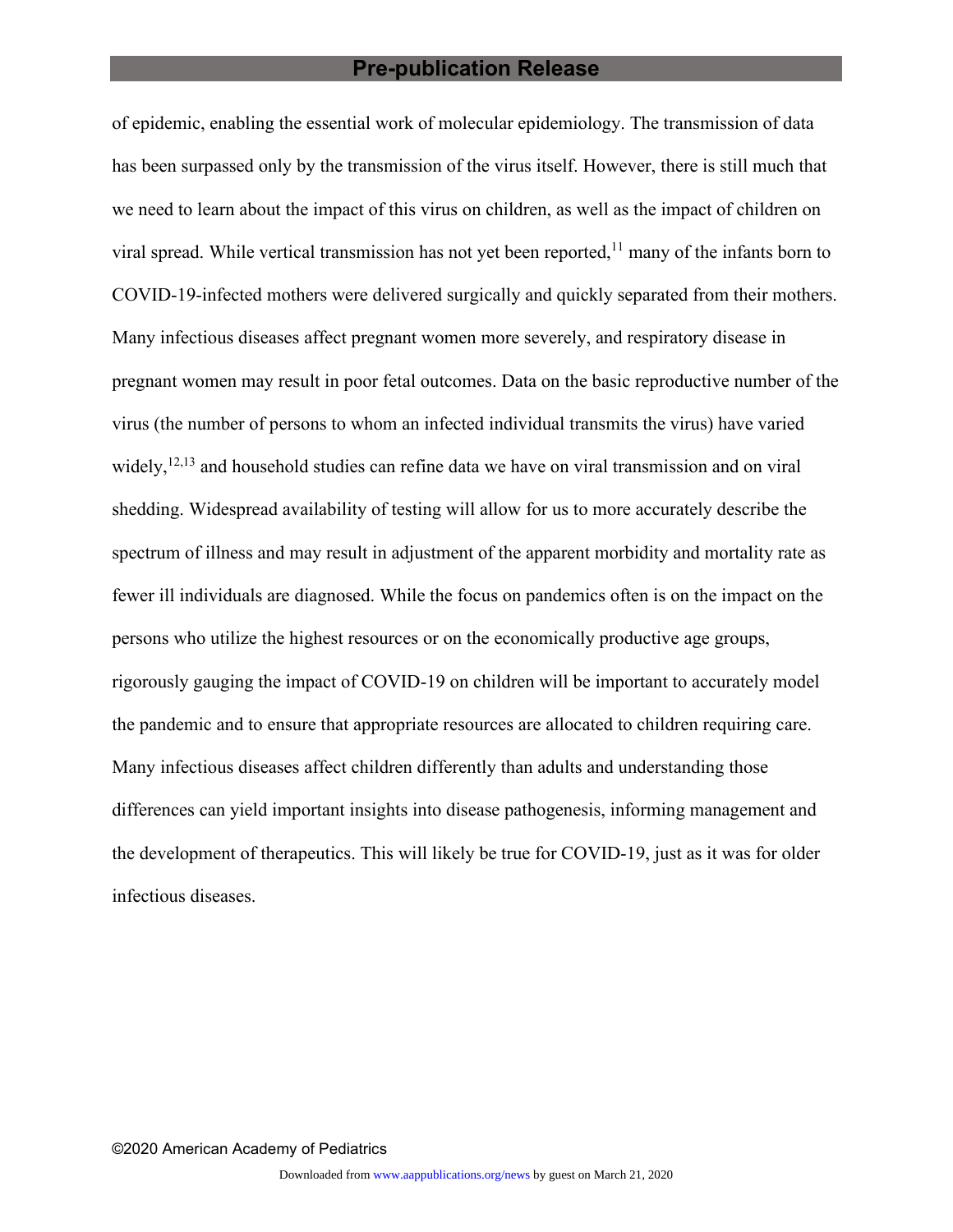of epidemic, enabling the essential work of molecular epidemiology. The transmission of data has been surpassed only by the transmission of the virus itself. However, there is still much that we need to learn about the impact of this virus on children, as well as the impact of children on viral spread. While vertical transmission has not yet been reported,[11] many of the infants born to COVID-19-infected mothers were delivered surgically and quickly separated from their mothers. Many infectious diseases affect pregnant women more severely, and respiratory disease in pregnant women may result in poor fetal outcomes. Data on the basic reproductive number of the virus (the number of persons to whom an infected individual transmits the virus) have varied widely,[12,13] and household studies can refine data we have on viral transmission and on viral shedding. Widespread availability of testing will allow for us to more accurately describe the spectrum of illness and may result in adjustment of the apparent morbidity and mortality rate as fewer ill individuals are diagnosed. While the focus on pandemics often is on the impact on the persons who utilize the highest resources or on the economically productive age groups, rigorously gauging the impact of COVID-19 on children will be important to accurately model the pandemic and to ensure that appropriate resources are allocated to children requiring care. Many infectious diseases affect children differently than adults and understanding those differences can yield important insights into disease pathogenesis, informing management and the development of therapeutics. This will likely be true for COVID-19, just as it was for older infectious diseases.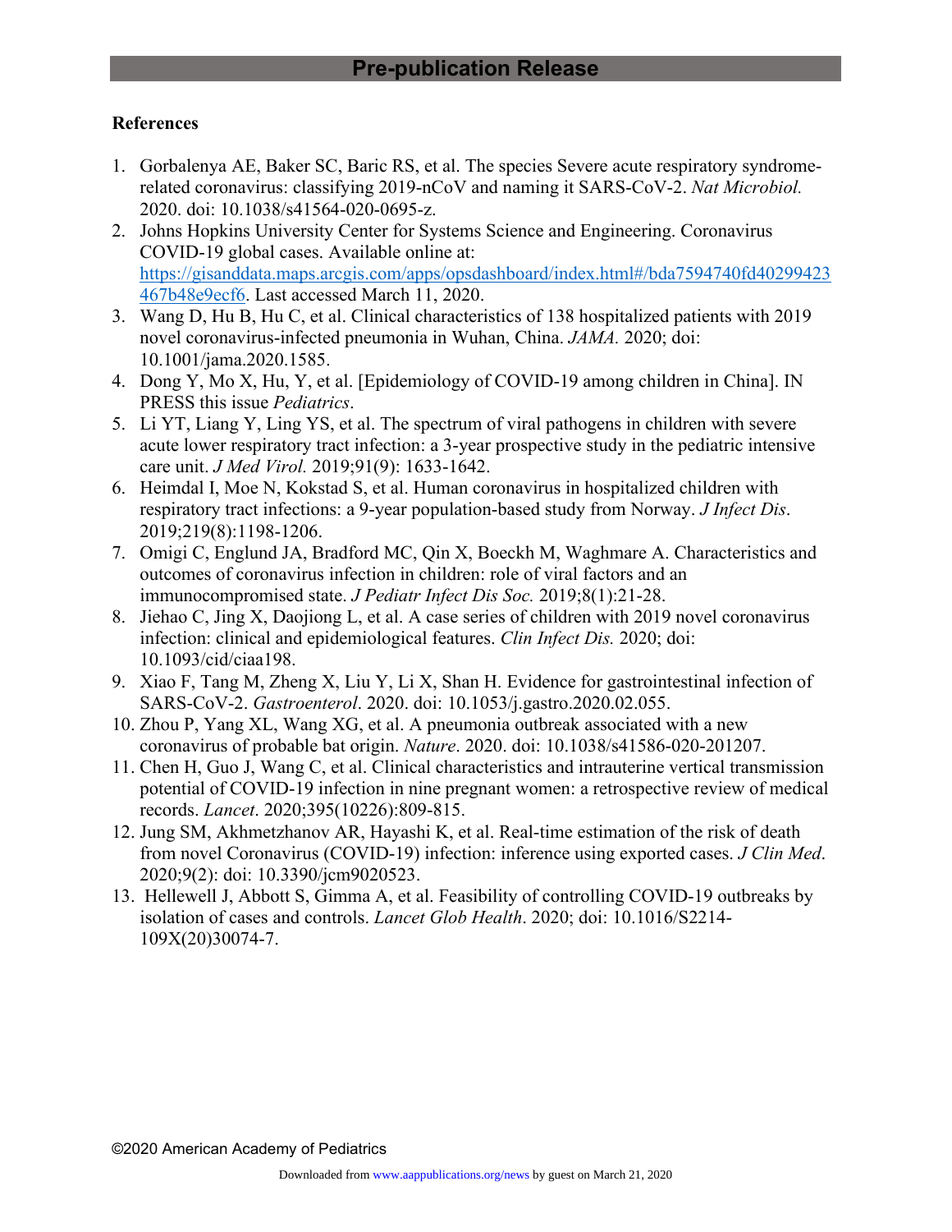## References

1. Gorbalenya AE, Baker SC, Baric RS, et al. The species Severe acute respiratory syndrome-related coronavirus: classifying 2019-nCoV and naming it SARS-CoV-2. *Nat Microbiol.* 2020. doi: 10.1038/s41564-020-0695-z.
2. Johns Hopkins University Center for Systems Science and Engineering. Coronavirus COVID-19 global cases. Available online at: https://gisanddata.maps.arcgis.com/apps/opsdashboard/index.html#/bda7594740fd40299423467b48e9ecf6. Last accessed March 11, 2020.
3. Wang D, Hu B, Hu C, et al. Clinical characteristics of 138 hospitalized patients with 2019 novel coronavirus-infected pneumonia in Wuhan, China. *JAMA.* 2020; doi: 10.1001/jama.2020.1585.
4. Dong Y, Mo X, Hu, Y, et al. [Epidemiology of COVID-19 among children in China]. IN PRESS this issue *Pediatrics*.
5. Li YT, Liang Y, Ling YS, et al. The spectrum of viral pathogens in children with severe acute lower respiratory tract infection: a 3-year prospective study in the pediatric intensive care unit. *J Med Virol.* 2019;91(9): 1633-1642.
6. Heimdal I, Moe N, Kokstad S, et al. Human coronavirus in hospitalized children with respiratory tract infections: a 9-year population-based study from Norway. *J Infect Dis*. 2019;219(8):1198-1206.
7. Omigi C, Englund JA, Bradford MC, Qin X, Boeckh M, Waghmare A. Characteristics and outcomes of coronavirus infection in children: role of viral factors and an immunocompromised state. *J Pediatr Infect Dis Soc.* 2019;8(1):21-28.
8. Jiehao C, Jing X, Daojiong L, et al. A case series of children with 2019 novel coronavirus infection: clinical and epidemiological features. *Clin Infect Dis.* 2020; doi: 10.1093/cid/ciaa198.
9. Xiao F, Tang M, Zheng X, Liu Y, Li X, Shan H. Evidence for gastrointestinal infection of SARS-CoV-2. *Gastroenterol*. 2020. doi: 10.1053/j.gastro.2020.02.055.
10. Zhou P, Yang XL, Wang XG, et al. A pneumonia outbreak associated with a new coronavirus of probable bat origin. *Nature*. 2020. doi: 10.1038/s41586-020-201207.
11. Chen H, Guo J, Wang C, et al. Clinical characteristics and intrauterine vertical transmission potential of COVID-19 infection in nine pregnant women: a retrospective review of medical records. *Lancet*. 2020;395(10226):809-815.
12. Jung SM, Akhmetzhanov AR, Hayashi K, et al. Real-time estimation of the risk of death from novel Coronavirus (COVID-19) infection: inference using exported cases. *J Clin Med*. 2020;9(2): doi: 10.3390/jcm9020523.
13. Hellewell J, Abbott S, Gimma A, et al. Feasibility of controlling COVID-19 outbreaks by isolation of cases and controls. *Lancet Glob Health*. 2020; doi: 10.1016/S2214-109X(20)30074-7.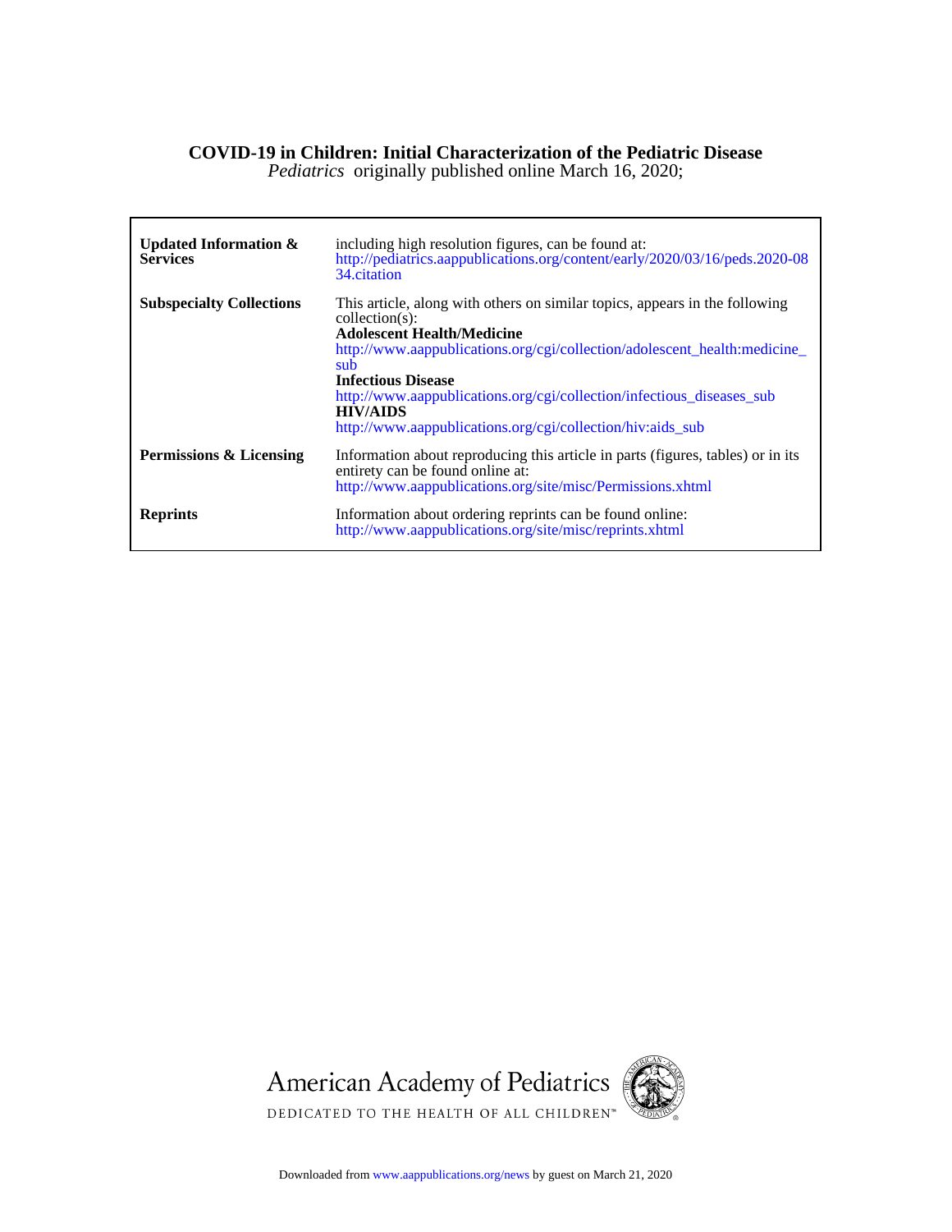# COVID-19 in Children: Initial Characterization of the Pediatric Disease

*Pediatrics* originally published online March 16, 2020;

| | |
|---|---|
| **Updated Information & Services** | including high resolution figures, can be found at: http://pediatrics.aappublications.org/content/early/2020/03/16/peds.2020-0834.citation |
| **Subspecialty Collections** | This article, along with others on similar topics, appears in the following collection(s): **Adolescent Health/Medicine** http://www.aappublications.org/cgi/collection/adolescent_health:medicine_sub **Infectious Disease** http://www.aappublications.org/cgi/collection/infectious_diseases_sub **HIV/AIDS** http://www.aappublications.org/cgi/collection/hiv:aids_sub |
| **Permissions & Licensing** | Information about reproducing this article in parts (figures, tables) or in its entirety can be found online at: http://www.aappublications.org/site/misc/Permissions.xhtml |
| **Reprints** | Information about ordering reprints can be found online: http://www.aappublications.org/site/misc/reprints.xhtml |

American Academy of Pediatrics

DEDICATED TO THE HEALTH OF ALL CHILDREN™

Downloaded from www.aappublications.org/news by guest on March 21, 2020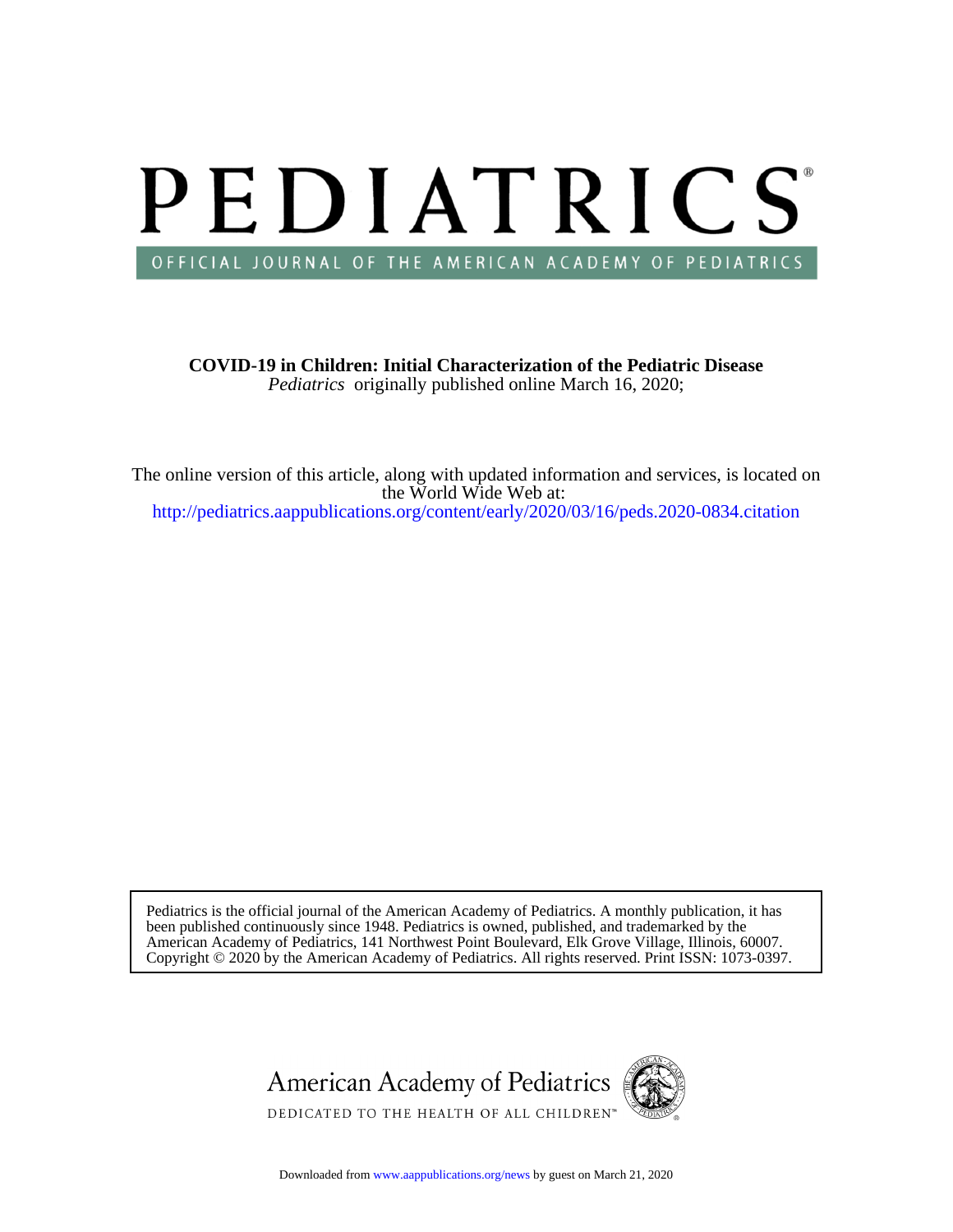# PEDIATRICS

OFFICIAL JOURNAL OF THE AMERICAN ACADEMY OF PEDIATRICS

**COVID-19 in Children: Initial Characterization of the Pediatric Disease**
*Pediatrics* originally published online March 16, 2020;

The online version of this article, along with updated information and services, is located on the World Wide Web at:
http://pediatrics.aappublications.org/content/early/2020/03/16/peds.2020-0834.citation

Pediatrics is the official journal of the American Academy of Pediatrics. A monthly publication, it has been published continuously since 1948. Pediatrics is owned, published, and trademarked by the American Academy of Pediatrics, 141 Northwest Point Boulevard, Elk Grove Village, Illinois, 60007. Copyright © 2020 by the American Academy of Pediatrics. All rights reserved. Print ISSN: 1073-0397.

American Academy of Pediatrics
DEDICATED TO THE HEALTH OF ALL CHILDREN™

Downloaded from www.aappublications.org/news by guest on March 21, 2020